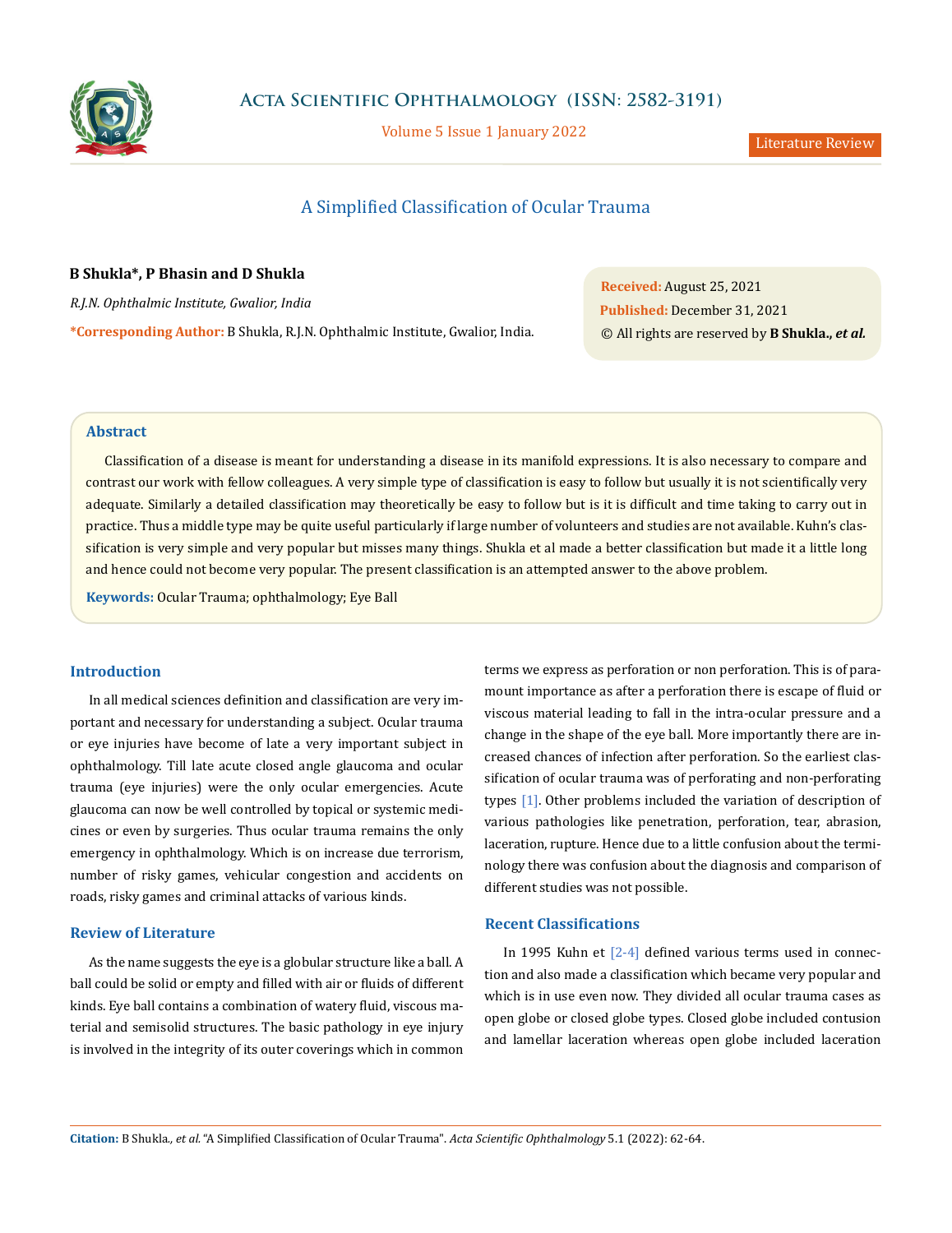# A Simplified Classification of Ocular Trauma

**B Shukla*, P Bhasin and D Shukla**

*R.J.N. Ophthalmic Institute, Gwalior, India*

**\*Corresponding Author:** B Shukla, R.J.N. Ophthalmic Institute, Gwalior, India.

**Received:** August 25, 2021
**Published:** December 31, 2021
© All rights are reserved by **B Shukla., *et al.***

## Abstract

Classification of a disease is meant for understanding a disease in its manifold expressions. It is also necessary to compare and contrast our work with fellow colleagues. A very simple type of classification is easy to follow but usually it is not scientifically very adequate. Similarly a detailed classification may theoretically be easy to follow but is it is difficult and time taking to carry out in practice. Thus a middle type may be quite useful particularly if large number of volunteers and studies are not available. Kuhn's classification is very simple and very popular but misses many things. Shukla et al made a better classification but made it a little long and hence could not become very popular. The present classification is an attempted answer to the above problem.

**Keywords:** Ocular Trauma; ophthalmology; Eye Ball

## Introduction

In all medical sciences definition and classification are very important and necessary for understanding a subject. Ocular trauma or eye injuries have become of late a very important subject in ophthalmology. Till late acute closed angle glaucoma and ocular trauma (eye injuries) were the only ocular emergencies. Acute glaucoma can now be well controlled by topical or systemic medicines or even by surgeries. Thus ocular trauma remains the only emergency in ophthalmology. Which is on increase due terrorism, number of risky games, vehicular congestion and accidents on roads, risky games and criminal attacks of various kinds.

## Review of Literature

As the name suggests the eye is a globular structure like a ball. A ball could be solid or empty and filled with air or fluids of different kinds. Eye ball contains a combination of watery fluid, viscous material and semisolid structures. The basic pathology in eye injury is involved in the integrity of its outer coverings which in common terms we express as perforation or non perforation. This is of paramount importance as after a perforation there is escape of fluid or viscous material leading to fall in the intra-ocular pressure and a change in the shape of the eye ball. More importantly there are increased chances of infection after perforation. So the earliest classification of ocular trauma was of perforating and non-perforating types [1]. Other problems included the variation of description of various pathologies like penetration, perforation, tear, abrasion, laceration, rupture. Hence due to a little confusion about the terminology there was confusion about the diagnosis and comparison of different studies was not possible.

## Recent Classifications

In 1995 Kuhn et [2-4] defined various terms used in connection and also made a classification which became very popular and which is in use even now. They divided all ocular trauma cases as open globe or closed globe types. Closed globe included contusion and lamellar laceration whereas open globe included laceration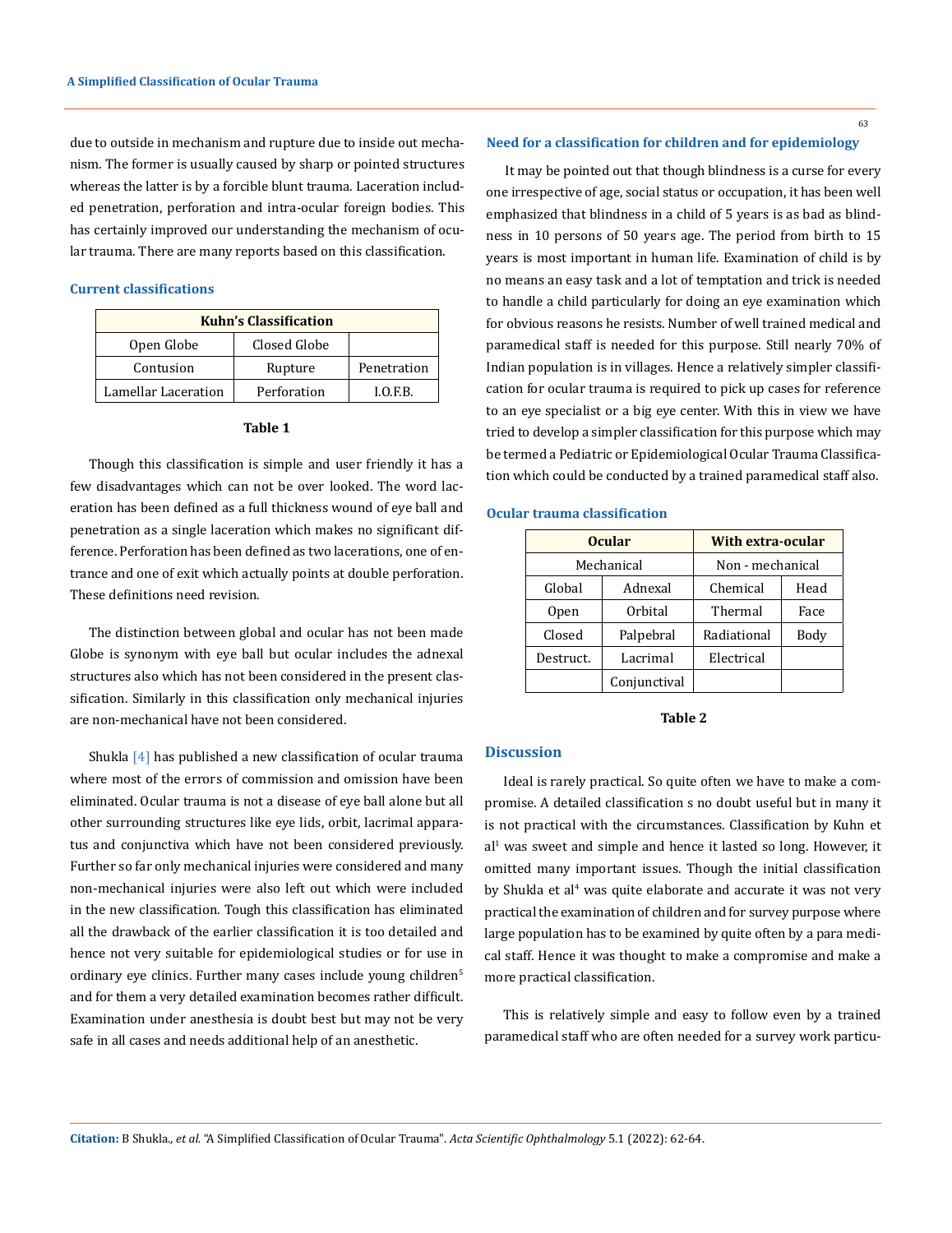due to outside in mechanism and rupture due to inside out mechanism. The former is usually caused by sharp or pointed structures whereas the latter is by a forcible blunt trauma. Laceration included penetration, perforation and intra-ocular foreign bodies. This has certainly improved our understanding the mechanism of ocular trauma. There are many reports based on this classification.

## Current classifications

| Kuhn's Classification | | |
|---|---|---|
| Open Globe | Closed Globe | |
| Contusion | Rupture | Penetration |
| Lamellar Laceration | Perforation | I.O.F.B. |

**Table 1**

Though this classification is simple and user friendly it has a few disadvantages which can not be over looked. The word laceration has been defined as a full thickness wound of eye ball and penetration as a single laceration which makes no significant difference. Perforation has been defined as two lacerations, one of entrance and one of exit which actually points at double perforation. These definitions need revision.

The distinction between global and ocular has not been made Globe is synonym with eye ball but ocular includes the adnexal structures also which has not been considered in the present classification. Similarly in this classification only mechanical injuries are non-mechanical have not been considered.

Shukla [4] has published a new classification of ocular trauma where most of the errors of commission and omission have been eliminated. Ocular trauma is not a disease of eye ball alone but all other surrounding structures like eye lids, orbit, lacrimal apparatus and conjunctiva which have not been considered previously. Further so far only mechanical injuries were considered and many non-mechanical injuries were also left out which were included in the new classification. Tough this classification has eliminated all the drawback of the earlier classification it is too detailed and hence not very suitable for epidemiological studies or for use in ordinary eye clinics. Further many cases include young children[5] and for them a very detailed examination becomes rather difficult. Examination under anesthesia is doubt best but may not be very safe in all cases and needs additional help of an anesthetic.

## Need for a classification for children and for epidemiology

It may be pointed out that though blindness is a curse for every one irrespective of age, social status or occupation, it has been well emphasized that blindness in a child of 5 years is as bad as blindness in 10 persons of 50 years age. The period from birth to 15 years is most important in human life. Examination of child is by no means an easy task and a lot of temptation and trick is needed to handle a child particularly for doing an eye examination which for obvious reasons he resists. Number of well trained medical and paramedical staff is needed for this purpose. Still nearly 70% of Indian population is in villages. Hence a relatively simpler classification for ocular trauma is required to pick up cases for reference to an eye specialist or a big eye center. With this in view we have tried to develop a simpler classification for this purpose which may be termed a Pediatric or Epidemiological Ocular Trauma Classification which could be conducted by a trained paramedical staff also.

## Ocular trauma classification

| Ocular | | With extra-ocular | |
|---|---|---|---|
| Mechanical | | Non - mechanical | |
| Global | Adnexal | Chemical | Head |
| Open | Orbital | Thermal | Face |
| Closed | Palpebral | Radiational | Body |
| Destruct. | Lacrimal | Electrical | |
| | Conjunctival | | |

**Table 2**

## Discussion

Ideal is rarely practical. So quite often we have to make a compromise. A detailed classification s no doubt useful but in many it is not practical with the circumstances. Classification by Kuhn et al[1] was sweet and simple and hence it lasted so long. However, it omitted many important issues. Though the initial classification by Shukla et al[4] was quite elaborate and accurate it was not very practical the examination of children and for survey purpose where large population has to be examined by quite often by a para medical staff. Hence it was thought to make a compromise and make a more practical classification.

This is relatively simple and easy to follow even by a trained paramedical staff who are often needed for a survey work particu-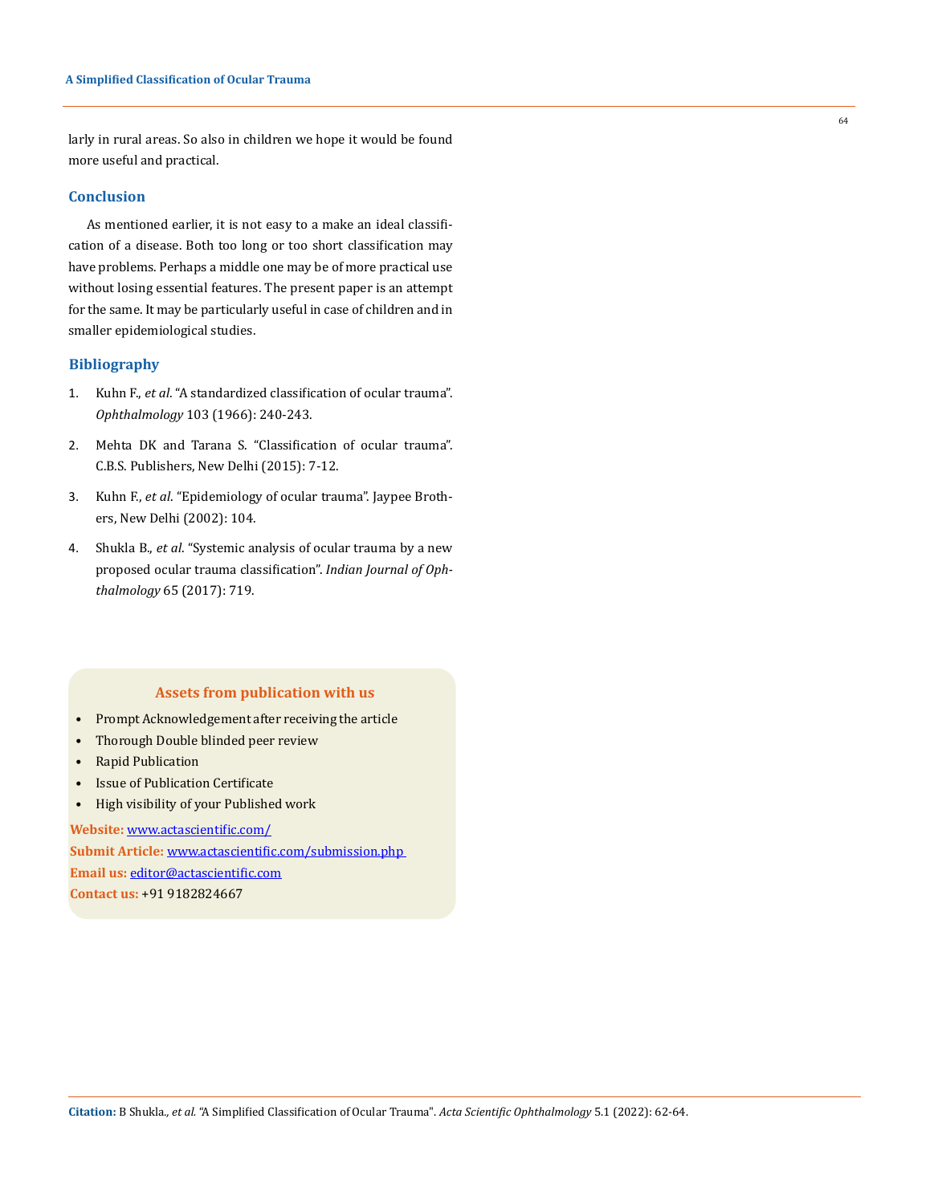larly in rural areas. So also in children we hope it would be found more useful and practical.

## Conclusion

As mentioned earlier, it is not easy to a make an ideal classification of a disease. Both too long or too short classification may have problems. Perhaps a middle one may be of more practical use without losing essential features. The present paper is an attempt for the same. It may be particularly useful in case of children and in smaller epidemiological studies.

## Bibliography

1. Kuhn F., *et al*. "A standardized classification of ocular trauma". *Ophthalmology* 103 (1966): 240-243.
2. Mehta DK and Tarana S. "Classification of ocular trauma". C.B.S. Publishers, New Delhi (2015): 7-12.
3. Kuhn F., *et al*. "Epidemiology of ocular trauma". Jaypee Brothers, New Delhi (2002): 104.
4. Shukla B., *et al*. "Systemic analysis of ocular trauma by a new proposed ocular trauma classification". *Indian Journal of Ophthalmology* 65 (2017): 719.

**Assets from publication with us**

- Prompt Acknowledgement after receiving the article
- Thorough Double blinded peer review
- Rapid Publication
- Issue of Publication Certificate
- High visibility of your Published work

**Website:** www.actascientific.com/
**Submit Article:** www.actascientific.com/submission.php
**Email us:** editor@actascientific.com
**Contact us:** +91 9182824667